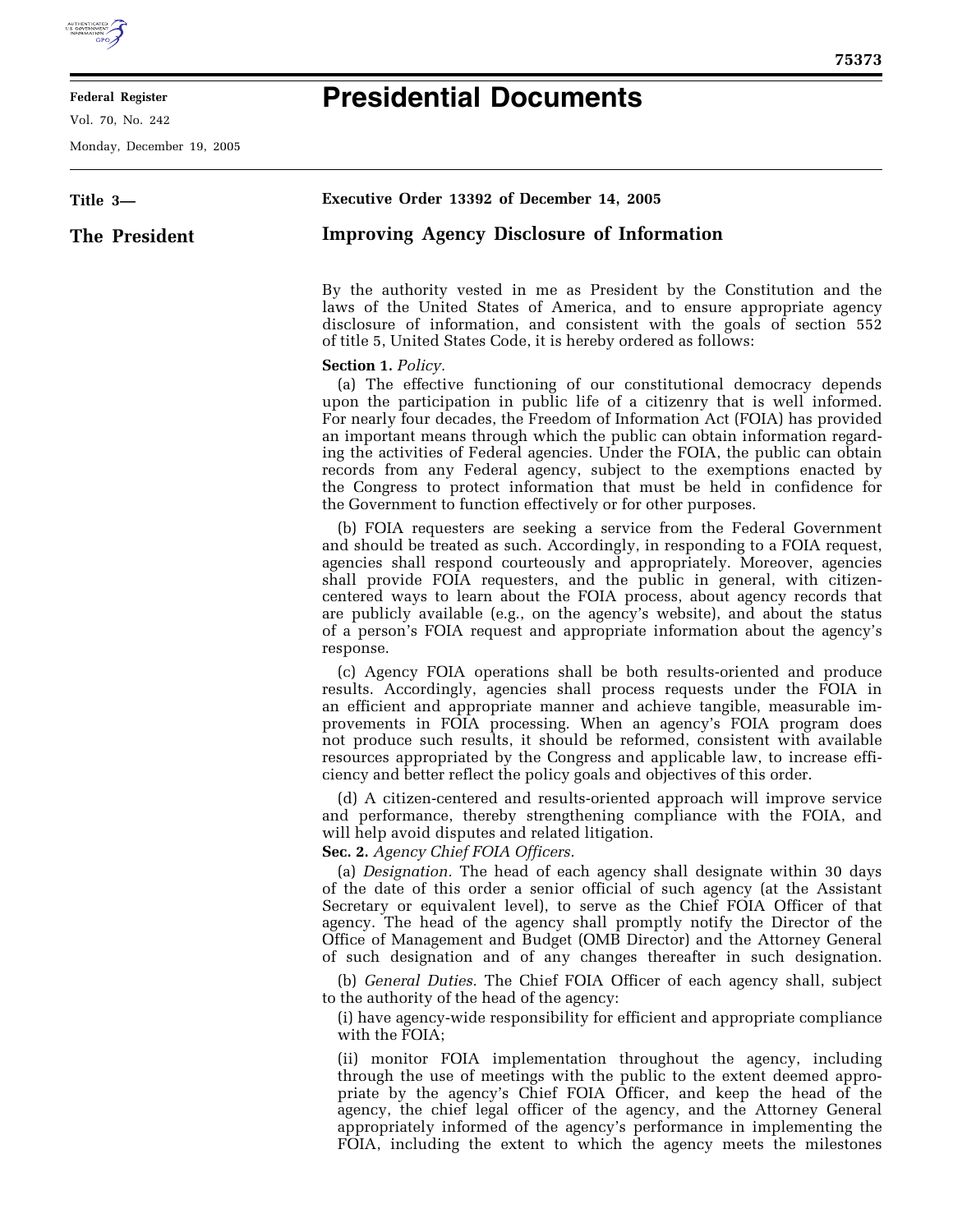# Presidential Documents

Title 3—

The President

**Executive Order 13392 of December 14, 2005**

## Improving Agency Disclosure of Information

By the authority vested in me as President by the Constitution and the laws of the United States of America, and to ensure appropriate agency disclosure of information, and consistent with the goals of section 552 of title 5, United States Code, it is hereby ordered as follows:

**Section 1.** *Policy.*

(a) The effective functioning of our constitutional democracy depends upon the participation in public life of a citizenry that is well informed. For nearly four decades, the Freedom of Information Act (FOIA) has provided an important means through which the public can obtain information regarding the activities of Federal agencies. Under the FOIA, the public can obtain records from any Federal agency, subject to the exemptions enacted by the Congress to protect information that must be held in confidence for the Government to function effectively or for other purposes.

(b) FOIA requesters are seeking a service from the Federal Government and should be treated as such. Accordingly, in responding to a FOIA request, agencies shall respond courteously and appropriately. Moreover, agencies shall provide FOIA requesters, and the public in general, with citizen-centered ways to learn about the FOIA process, about agency records that are publicly available (e.g., on the agency's website), and about the status of a person's FOIA request and appropriate information about the agency's response.

(c) Agency FOIA operations shall be both results-oriented and produce results. Accordingly, agencies shall process requests under the FOIA in an efficient and appropriate manner and achieve tangible, measurable improvements in FOIA processing. When an agency's FOIA program does not produce such results, it should be reformed, consistent with available resources appropriated by the Congress and applicable law, to increase efficiency and better reflect the policy goals and objectives of this order.

(d) A citizen-centered and results-oriented approach will improve service and performance, thereby strengthening compliance with the FOIA, and will help avoid disputes and related litigation.

**Sec. 2.** *Agency Chief FOIA Officers.*

(a) *Designation.* The head of each agency shall designate within 30 days of the date of this order a senior official of such agency (at the Assistant Secretary or equivalent level), to serve as the Chief FOIA Officer of that agency. The head of the agency shall promptly notify the Director of the Office of Management and Budget (OMB Director) and the Attorney General of such designation and of any changes thereafter in such designation.

(b) *General Duties.* The Chief FOIA Officer of each agency shall, subject to the authority of the head of the agency:

(i) have agency-wide responsibility for efficient and appropriate compliance with the FOIA;

(ii) monitor FOIA implementation throughout the agency, including through the use of meetings with the public to the extent deemed appropriate by the agency's Chief FOIA Officer, and keep the head of the agency, the chief legal officer of the agency, and the Attorney General appropriately informed of the agency's performance in implementing the FOIA, including the extent to which the agency meets the milestones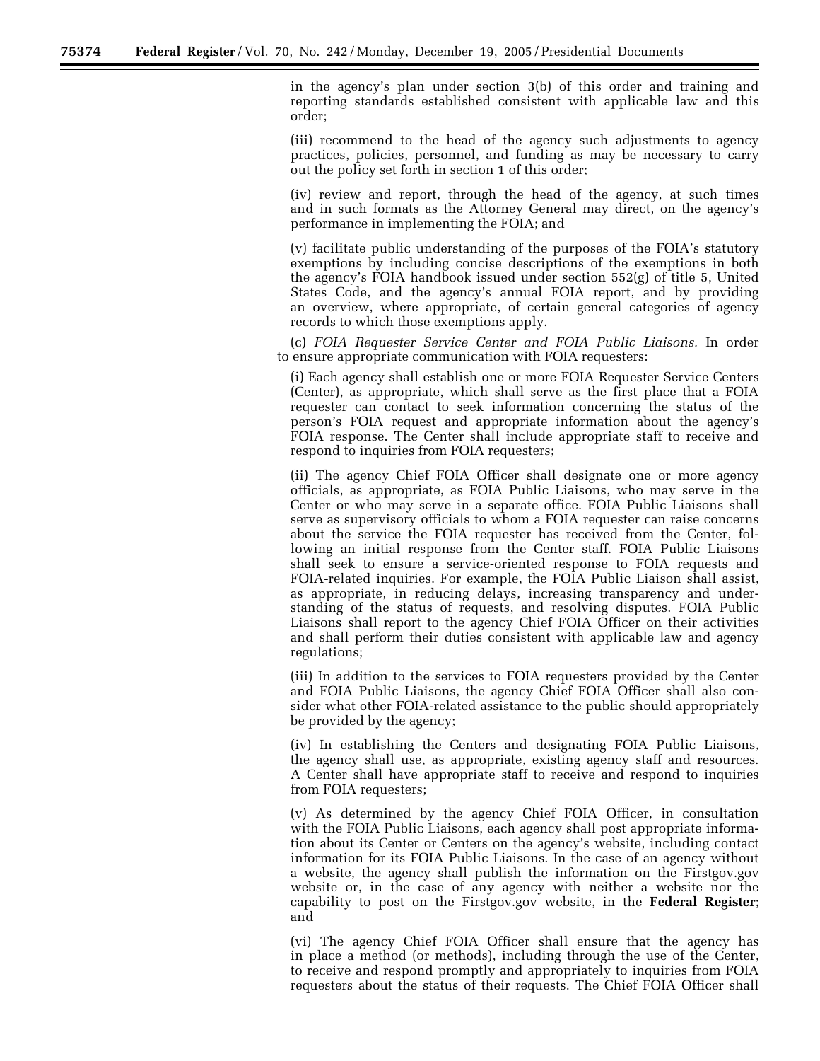in the agency's plan under section 3(b) of this order and training and reporting standards established consistent with applicable law and this order;

(iii) recommend to the head of the agency such adjustments to agency practices, policies, personnel, and funding as may be necessary to carry out the policy set forth in section 1 of this order;

(iv) review and report, through the head of the agency, at such times and in such formats as the Attorney General may direct, on the agency's performance in implementing the FOIA; and

(v) facilitate public understanding of the purposes of the FOIA's statutory exemptions by including concise descriptions of the exemptions in both the agency's FOIA handbook issued under section 552(g) of title 5, United States Code, and the agency's annual FOIA report, and by providing an overview, where appropriate, of certain general categories of agency records to which those exemptions apply.

(c) *FOIA Requester Service Center and FOIA Public Liaisons.* In order to ensure appropriate communication with FOIA requesters:

(i) Each agency shall establish one or more FOIA Requester Service Centers (Center), as appropriate, which shall serve as the first place that a FOIA requester can contact to seek information concerning the status of the person's FOIA request and appropriate information about the agency's FOIA response. The Center shall include appropriate staff to receive and respond to inquiries from FOIA requesters;

(ii) The agency Chief FOIA Officer shall designate one or more agency officials, as appropriate, as FOIA Public Liaisons, who may serve in the Center or who may serve in a separate office. FOIA Public Liaisons shall serve as supervisory officials to whom a FOIA requester can raise concerns about the service the FOIA requester has received from the Center, following an initial response from the Center staff. FOIA Public Liaisons shall seek to ensure a service-oriented response to FOIA requests and FOIA-related inquiries. For example, the FOIA Public Liaison shall assist, as appropriate, in reducing delays, increasing transparency and understanding of the status of requests, and resolving disputes. FOIA Public Liaisons shall report to the agency Chief FOIA Officer on their activities and shall perform their duties consistent with applicable law and agency regulations;

(iii) In addition to the services to FOIA requesters provided by the Center and FOIA Public Liaisons, the agency Chief FOIA Officer shall also consider what other FOIA-related assistance to the public should appropriately be provided by the agency;

(iv) In establishing the Centers and designating FOIA Public Liaisons, the agency shall use, as appropriate, existing agency staff and resources. A Center shall have appropriate staff to receive and respond to inquiries from FOIA requesters;

(v) As determined by the agency Chief FOIA Officer, in consultation with the FOIA Public Liaisons, each agency shall post appropriate information about its Center or Centers on the agency's website, including contact information for its FOIA Public Liaisons. In the case of an agency without a website, the agency shall publish the information on the Firstgov.gov website or, in the case of any agency with neither a website nor the capability to post on the Firstgov.gov website, in the **Federal Register**; and

(vi) The agency Chief FOIA Officer shall ensure that the agency has in place a method (or methods), including through the use of the Center, to receive and respond promptly and appropriately to inquiries from FOIA requesters about the status of their requests. The Chief FOIA Officer shall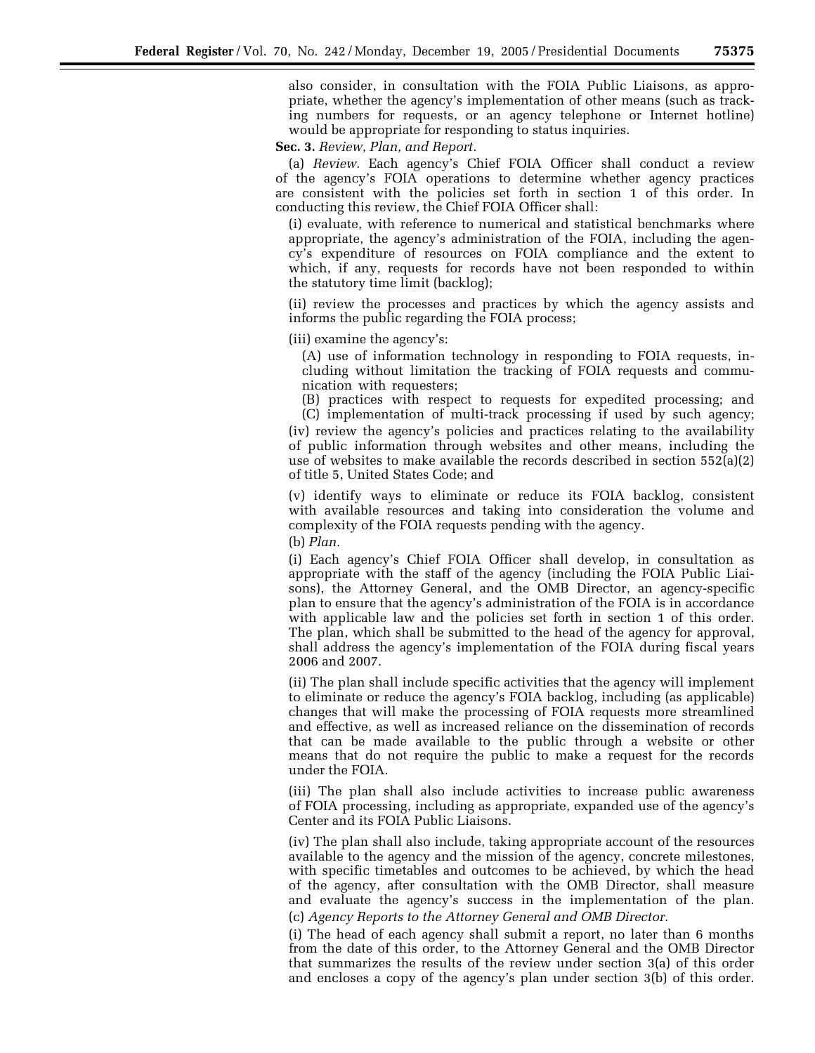also consider, in consultation with the FOIA Public Liaisons, as appropriate, whether the agency's implementation of other means (such as tracking numbers for requests, or an agency telephone or Internet hotline) would be appropriate for responding to status inquiries.

**Sec. 3.** *Review, Plan, and Report.*

(a) *Review.* Each agency's Chief FOIA Officer shall conduct a review of the agency's FOIA operations to determine whether agency practices are consistent with the policies set forth in section 1 of this order. In conducting this review, the Chief FOIA Officer shall:

(i) evaluate, with reference to numerical and statistical benchmarks where appropriate, the agency's administration of the FOIA, including the agency's expenditure of resources on FOIA compliance and the extent to which, if any, requests for records have not been responded to within the statutory time limit (backlog);

(ii) review the processes and practices by which the agency assists and informs the public regarding the FOIA process;

(iii) examine the agency's:

(A) use of information technology in responding to FOIA requests, including without limitation the tracking of FOIA requests and communication with requesters;

(B) practices with respect to requests for expedited processing; and

(C) implementation of multi-track processing if used by such agency;

(iv) review the agency's policies and practices relating to the availability of public information through websites and other means, including the use of websites to make available the records described in section 552(a)(2) of title 5, United States Code; and

(v) identify ways to eliminate or reduce its FOIA backlog, consistent with available resources and taking into consideration the volume and complexity of the FOIA requests pending with the agency.

(b) *Plan.*

(i) Each agency's Chief FOIA Officer shall develop, in consultation as appropriate with the staff of the agency (including the FOIA Public Liaisons), the Attorney General, and the OMB Director, an agency-specific plan to ensure that the agency's administration of the FOIA is in accordance with applicable law and the policies set forth in section 1 of this order. The plan, which shall be submitted to the head of the agency for approval, shall address the agency's implementation of the FOIA during fiscal years 2006 and 2007.

(ii) The plan shall include specific activities that the agency will implement to eliminate or reduce the agency's FOIA backlog, including (as applicable) changes that will make the processing of FOIA requests more streamlined and effective, as well as increased reliance on the dissemination of records that can be made available to the public through a website or other means that do not require the public to make a request for the records under the FOIA.

(iii) The plan shall also include activities to increase public awareness of FOIA processing, including as appropriate, expanded use of the agency's Center and its FOIA Public Liaisons.

(iv) The plan shall also include, taking appropriate account of the resources available to the agency and the mission of the agency, concrete milestones, with specific timetables and outcomes to be achieved, by which the head of the agency, after consultation with the OMB Director, shall measure and evaluate the agency's success in the implementation of the plan.

(c) *Agency Reports to the Attorney General and OMB Director.*

(i) The head of each agency shall submit a report, no later than 6 months from the date of this order, to the Attorney General and the OMB Director that summarizes the results of the review under section 3(a) of this order and encloses a copy of the agency's plan under section 3(b) of this order.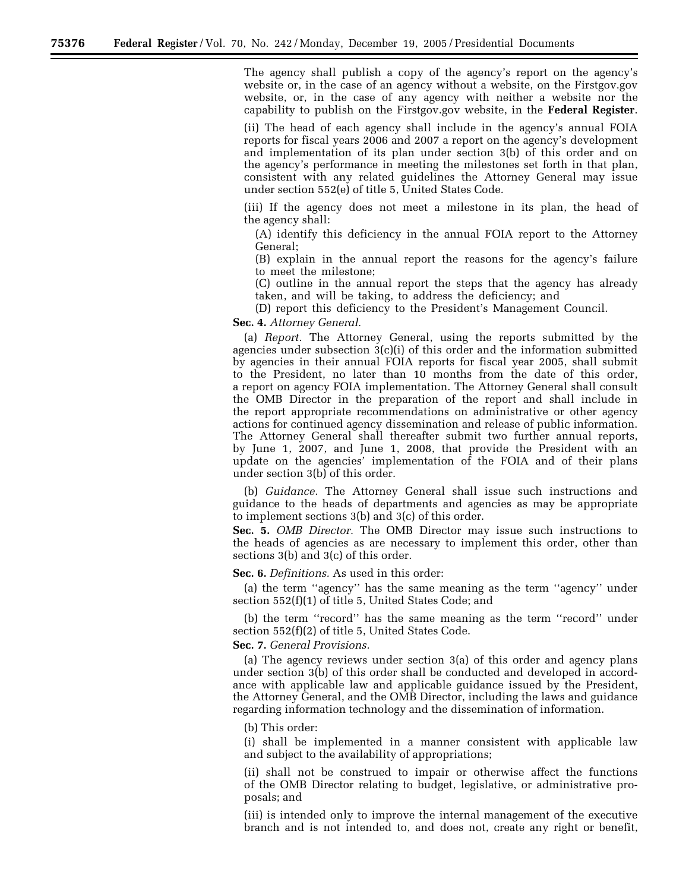The agency shall publish a copy of the agency's report on the agency's website or, in the case of an agency without a website, on the Firstgov.gov website, or, in the case of any agency with neither a website nor the capability to publish on the Firstgov.gov website, in the **Federal Register**.

(ii) The head of each agency shall include in the agency's annual FOIA reports for fiscal years 2006 and 2007 a report on the agency's development and implementation of its plan under section 3(b) of this order and on the agency's performance in meeting the milestones set forth in that plan, consistent with any related guidelines the Attorney General may issue under section 552(e) of title 5, United States Code.

(iii) If the agency does not meet a milestone in its plan, the head of the agency shall:

(A) identify this deficiency in the annual FOIA report to the Attorney General;

(B) explain in the annual report the reasons for the agency's failure to meet the milestone;

(C) outline in the annual report the steps that the agency has already taken, and will be taking, to address the deficiency; and

(D) report this deficiency to the President's Management Council.

**Sec. 4.** *Attorney General.*

(a) *Report.* The Attorney General, using the reports submitted by the agencies under subsection 3(c)(i) of this order and the information submitted by agencies in their annual FOIA reports for fiscal year 2005, shall submit to the President, no later than 10 months from the date of this order, a report on agency FOIA implementation. The Attorney General shall consult the OMB Director in the preparation of the report and shall include in the report appropriate recommendations on administrative or other agency actions for continued agency dissemination and release of public information. The Attorney General shall thereafter submit two further annual reports, by June 1, 2007, and June 1, 2008, that provide the President with an update on the agencies' implementation of the FOIA and of their plans under section 3(b) of this order.

(b) *Guidance.* The Attorney General shall issue such instructions and guidance to the heads of departments and agencies as may be appropriate to implement sections 3(b) and 3(c) of this order.

**Sec. 5.** *OMB Director.* The OMB Director may issue such instructions to the heads of agencies as are necessary to implement this order, other than sections 3(b) and 3(c) of this order.

**Sec. 6.** *Definitions.* As used in this order:

(a) the term "agency" has the same meaning as the term "agency" under section 552(f)(1) of title 5, United States Code; and

(b) the term "record" has the same meaning as the term "record" under section 552(f)(2) of title 5, United States Code.

**Sec. 7.** *General Provisions.*

(a) The agency reviews under section 3(a) of this order and agency plans under section 3(b) of this order shall be conducted and developed in accordance with applicable law and applicable guidance issued by the President, the Attorney General, and the OMB Director, including the laws and guidance regarding information technology and the dissemination of information.

(b) This order:

(i) shall be implemented in a manner consistent with applicable law and subject to the availability of appropriations;

(ii) shall not be construed to impair or otherwise affect the functions of the OMB Director relating to budget, legislative, or administrative proposals; and

(iii) is intended only to improve the internal management of the executive branch and is not intended to, and does not, create any right or benefit,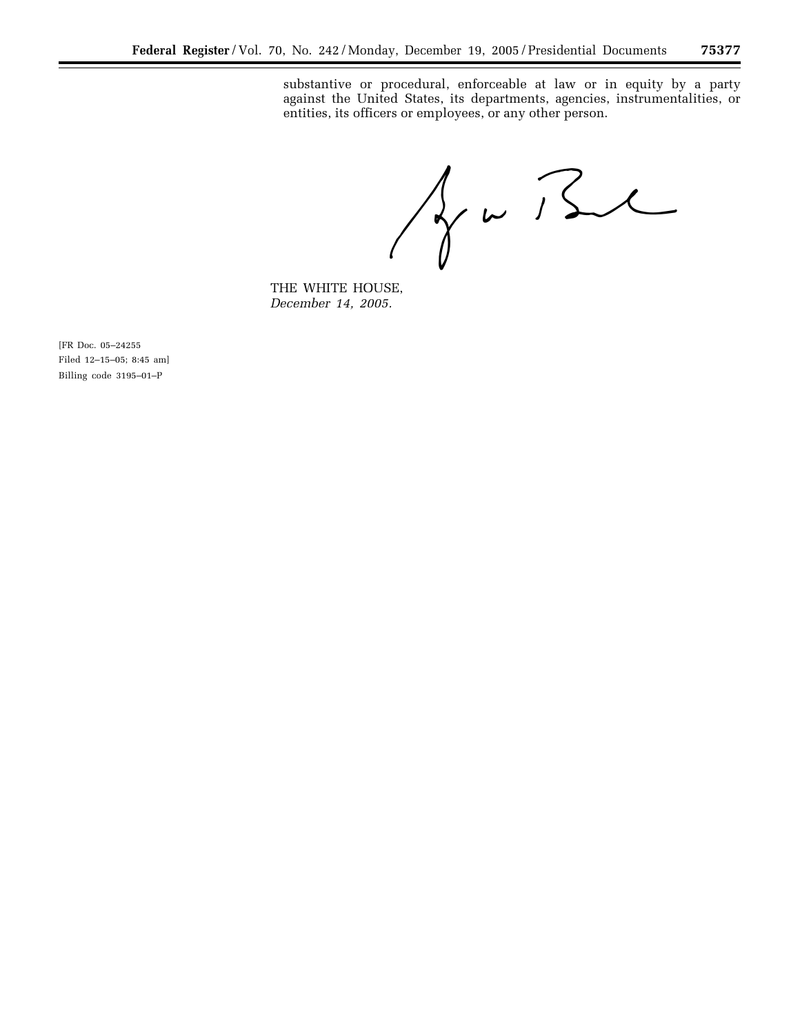substantive or procedural, enforceable at law or in equity by a party against the United States, its departments, agencies, instrumentalities, or entities, its officers or employees, or any other person.

THE WHITE HOUSE,
*December 14, 2005.*

[FR Doc. 05–24255
Filed 12–15–05; 8:45 am]
Billing code 3195–01–P